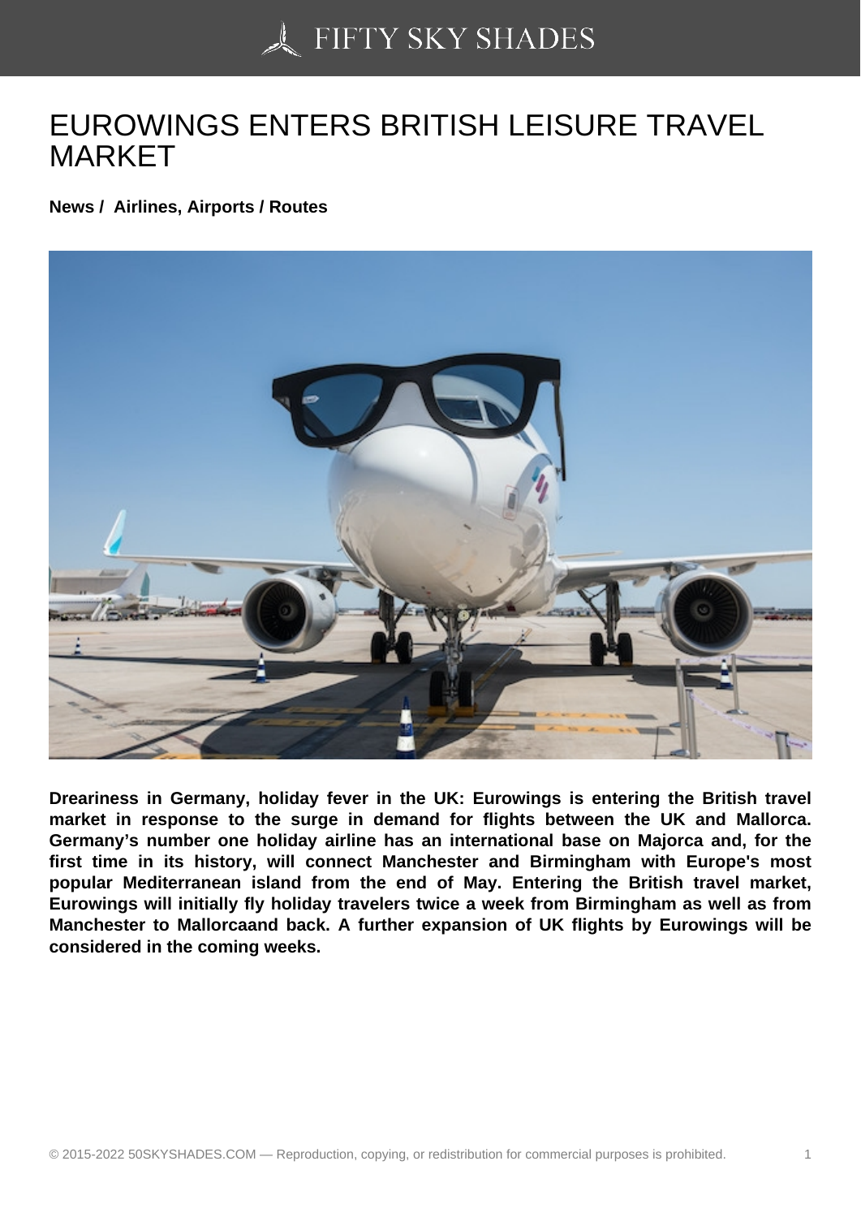# EUROWINGS ENTERS BRITISH LEISURE TRAVEL MARKET

**News / Airlines, Airports / Routes**

**Dreariness in Germany, holiday fever in the UK: Eurowings is entering the British travel market in response to the surge in demand for flights between the UK and Mallorca. Germany's number one holiday airline has an international base on Majorca and, for the first time in its history, will connect Manchester and Birmingham with Europe's most popular Mediterranean island from the end of May. Entering the British travel market, Eurowings will initially fly holiday travelers twice a week from Birmingham as well as from Manchester to Mallorcaand back. A further expansion of UK flights by Eurowings will be considered in the coming weeks.**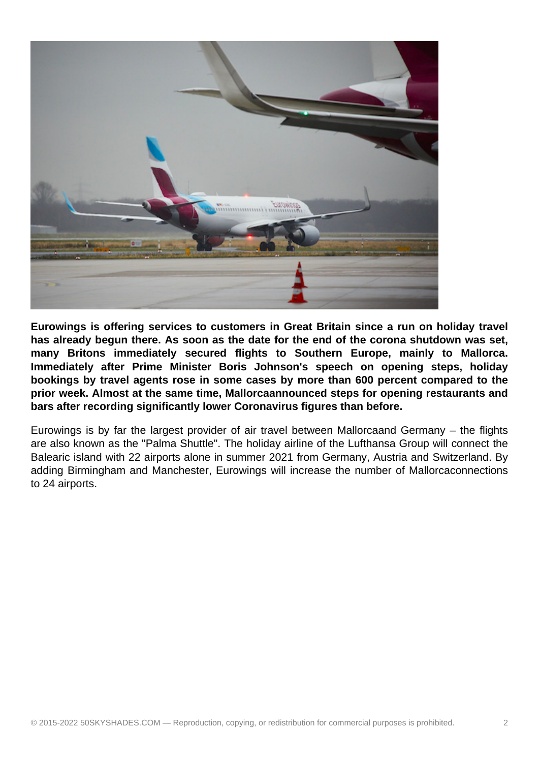**Eurowings is offering services to customers in Great Britain since a run on holiday travel has already begun there. As soon as the date for the end of the corona shutdown was set, many Britons immediately secured flights to Southern Europe, mainly to Mallorca. Immediately after Prime Minister Boris Johnson's speech on opening steps, holiday bookings by travel agents rose in some cases by more than 600 percent compared to the prior week. Almost at the same time, Mallorcaannounced steps for opening restaurants and bars after recording significantly lower Coronavirus figures than before.**

Eurowings is by far the largest provider of air travel between Mallorcaand Germany – the flights are also known as the "Palma Shuttle". The holiday airline of the Lufthansa Group will connect the Balearic island with 22 airports alone in summer 2021 from Germany, Austria and Switzerland. By adding Birmingham and Manchester, Eurowings will increase the number of Mallorcaconnections to 24 airports.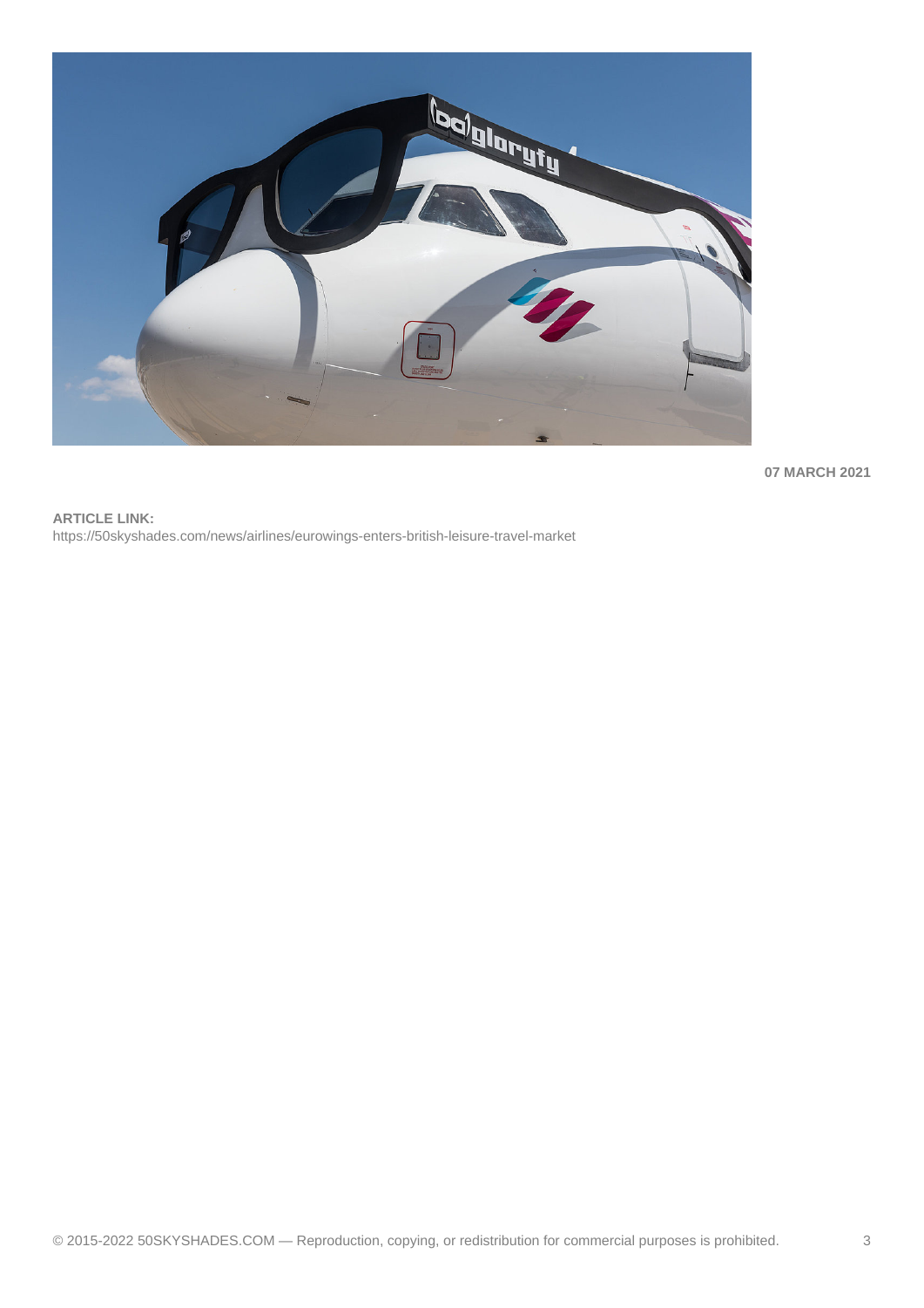**07 MARCH 2021**

**ARTICLE LINK:**
https://50skyshades.com/news/airlines/eurowings-enters-british-leisure-travel-market

© 2015-2022 50SKYSHADES.COM — Reproduction, copying, or redistribution for commercial purposes is prohibited.